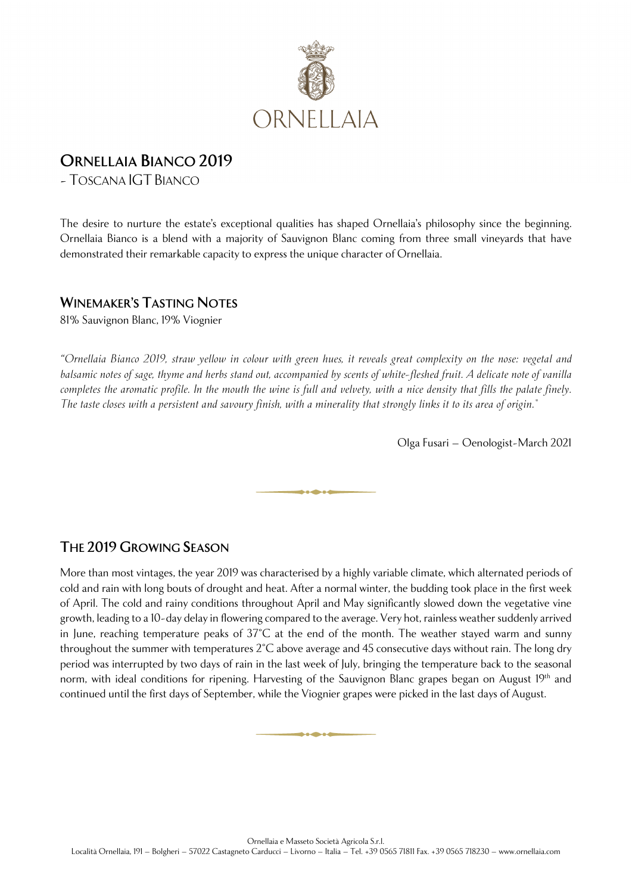ORNELLAIA

# ORNELLAIA BIANCO 2019

- TOSCANA IGT BIANCO

The desire to nurture the estate's exceptional qualities has shaped Ornellaia's philosophy since the beginning. Ornellaia Bianco is a blend with a majority of Sauvignon Blanc coming from three small vineyards that have demonstrated their remarkable capacity to express the unique character of Ornellaia.

## WINEMAKER'S TASTING NOTES

81% Sauvignon Blanc, 19% Viognier

*"Ornellaia Bianco 2019, straw yellow in colour with green hues, it reveals great complexity on the nose: vegetal and balsamic notes of sage, thyme and herbs stand out, accompanied by scents of white-fleshed fruit. A delicate note of vanilla completes the aromatic profile. In the mouth the wine is full and velvety, with a nice density that fills the palate finely. The taste closes with a persistent and savoury finish, with a minerality that strongly links it to its area of origin."*

Olga Fusari – Oenologist-March 2021

## THE 2019 GROWING SEASON

More than most vintages, the year 2019 was characterised by a highly variable climate, which alternated periods of cold and rain with long bouts of drought and heat. After a normal winter, the budding took place in the first week of April. The cold and rainy conditions throughout April and May significantly slowed down the vegetative vine growth, leading to a 10-day delay in flowering compared to the average. Very hot, rainless weather suddenly arrived in June, reaching temperature peaks of 37°C at the end of the month. The weather stayed warm and sunny throughout the summer with temperatures 2°C above average and 45 consecutive days without rain. The long dry period was interrupted by two days of rain in the last week of July, bringing the temperature back to the seasonal norm, with ideal conditions for ripening. Harvesting of the Sauvignon Blanc grapes began on August 19th and continued until the first days of September, while the Viognier grapes were picked in the last days of August.

Ornellaia e Masseto Società Agricola S.r.l.
Località Ornellaia, 191 – Bolgheri – 57022 Castagneto Carducci – Livorno – Italia – Tel. +39 0565 71811 Fax. +39 0565 718230 – www.ornellaia.com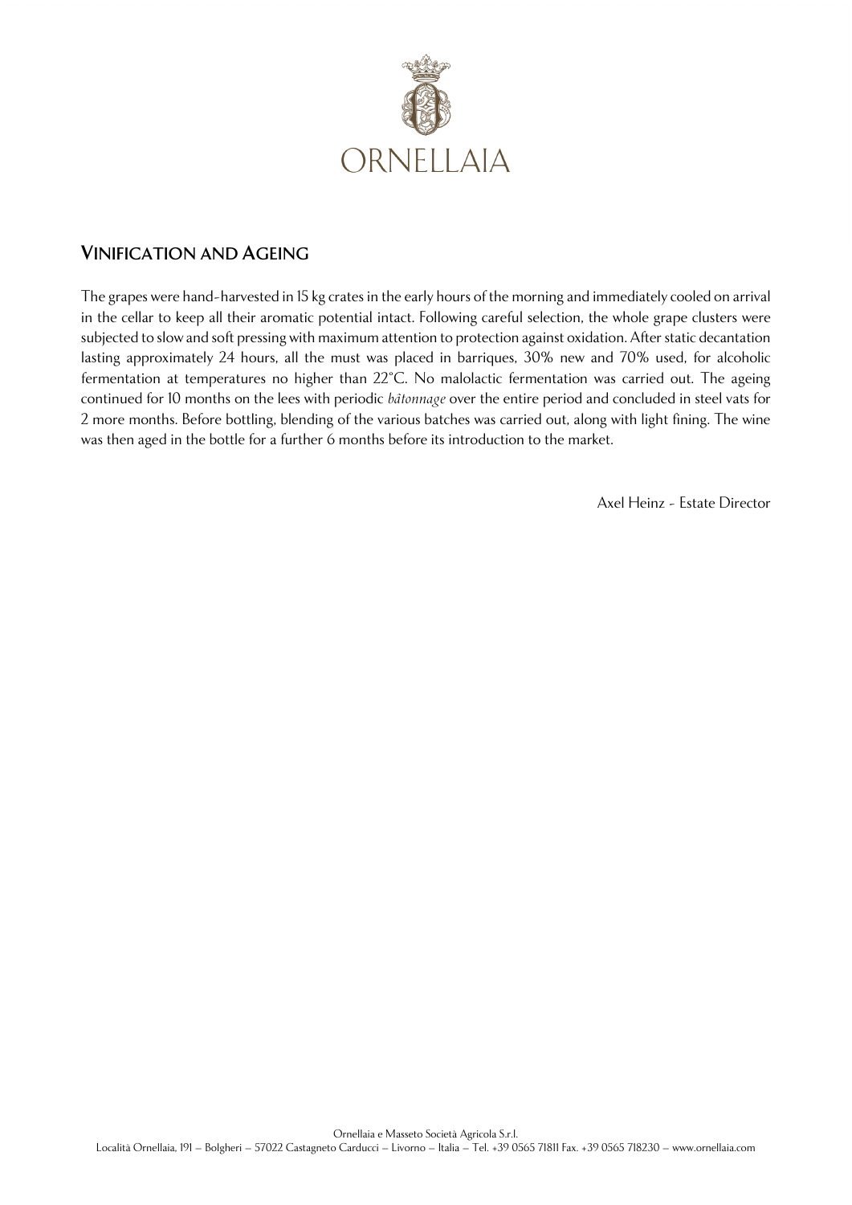ORNELLAIA

## Vinification and Ageing

The grapes were hand-harvested in 15 kg crates in the early hours of the morning and immediately cooled on arrival in the cellar to keep all their aromatic potential intact. Following careful selection, the whole grape clusters were subjected to slow and soft pressing with maximum attention to protection against oxidation. After static decantation lasting approximately 24 hours, all the must was placed in barriques, 30% new and 70% used, for alcoholic fermentation at temperatures no higher than 22°C. No malolactic fermentation was carried out. The ageing continued for 10 months on the lees with periodic *bâtonnage* over the entire period and concluded in steel vats for 2 more months. Before bottling, blending of the various batches was carried out, along with light fining. The wine was then aged in the bottle for a further 6 months before its introduction to the market.

Axel Heinz - Estate Director

Ornellaia e Masseto Società Agricola S.r.l.
Località Ornellaia, 191 – Bolgheri – 57022 Castagneto Carducci – Livorno – Italia – Tel. +39 0565 71811 Fax. +39 0565 718230 – www.ornellaia.com